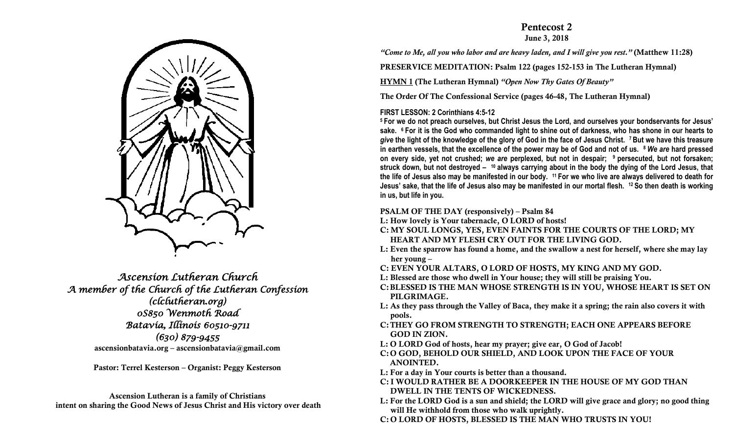*Ascension Lutheran Church*
*A member of the Church of the Lutheran Confession*
*(clclutheran.org)*
*0S850 Wenmoth Road*
*Batavia, Illinois 60510-9711*
*(630) 879-9455*

ascensionbatavia.org – ascensionbatavia@gmail.com

Pastor: Terrel Kesterson – Organist: Peggy Kesterson

Ascension Lutheran is a family of Christians
intent on sharing the Good News of Jesus Christ and His victory over death

# Pentecost 2

**June 3, 2018**

*"Come to Me, all you who labor and are heavy laden, and I will give you rest."* **(Matthew 11:28)**

**PRESERVICE MEDITATION: Psalm 122 (pages 152-153 in The Lutheran Hymnal)**

**HYMN 1 (The Lutheran Hymnal)** *"Open Now Thy Gates Of Beauty"*

**The Order Of The Confessional Service (pages 46-48, The Lutheran Hymnal)**

**FIRST LESSON: 2 Corinthians 4:5-12**

**[5] For we do not preach ourselves, but Christ Jesus the Lord, and ourselves your bondservants for Jesus' sake. [6] For it is the God who commanded light to shine out of darkness, who has shone in our hearts to *give* the light of the knowledge of the glory of God in the face of Jesus Christ. [7] But we have this treasure in earthen vessels, that the excellence of the power may be of God and not of us. [8] *We are* hard pressed on every side, yet not crushed; *we are* perplexed, but not in despair; [9] persecuted, but not forsaken; struck down, but not destroyed – [10] always carrying about in the body the dying of the Lord Jesus, that the life of Jesus also may be manifested in our body. [11] For we who live are always delivered to death for Jesus' sake, that the life of Jesus also may be manifested in our mortal flesh. [12] So then death is working in us, but life in you.**

**PSALM OF THE DAY (responsively) – Psalm 84**

**L: How lovely is Your tabernacle, O LORD of hosts!**

**C: MY SOUL LONGS, YES, EVEN FAINTS FOR THE COURTS OF THE LORD; MY HEART AND MY FLESH CRY OUT FOR THE LIVING GOD.**

**L: Even the sparrow has found a home, and the swallow a nest for herself, where she may lay her young –**

**C: EVEN YOUR ALTARS, O LORD OF HOSTS, MY KING AND MY GOD.**

**L: Blessed are those who dwell in Your house; they will still be praising You.**

**C: BLESSED IS THE MAN WHOSE STRENGTH IS IN YOU, WHOSE HEART IS SET ON PILGRIMAGE.**

**L: As they pass through the Valley of Baca, they make it a spring; the rain also covers it with pools.**

**C: THEY GO FROM STRENGTH TO STRENGTH; EACH ONE APPEARS BEFORE GOD IN ZION.**

**L: O LORD God of hosts, hear my prayer; give ear, O God of Jacob!**

**C: O GOD, BEHOLD OUR SHIELD, AND LOOK UPON THE FACE OF YOUR ANOINTED.**

**L: For a day in Your courts is better than a thousand.**

**C: I WOULD RATHER BE A DOORKEEPER IN THE HOUSE OF MY GOD THAN DWELL IN THE TENTS OF WICKEDNESS.**

**L: For the LORD God is a sun and shield; the LORD will give grace and glory; no good thing will He withhold from those who walk uprightly.**

**C: O LORD OF HOSTS, BLESSED IS THE MAN WHO TRUSTS IN YOU!**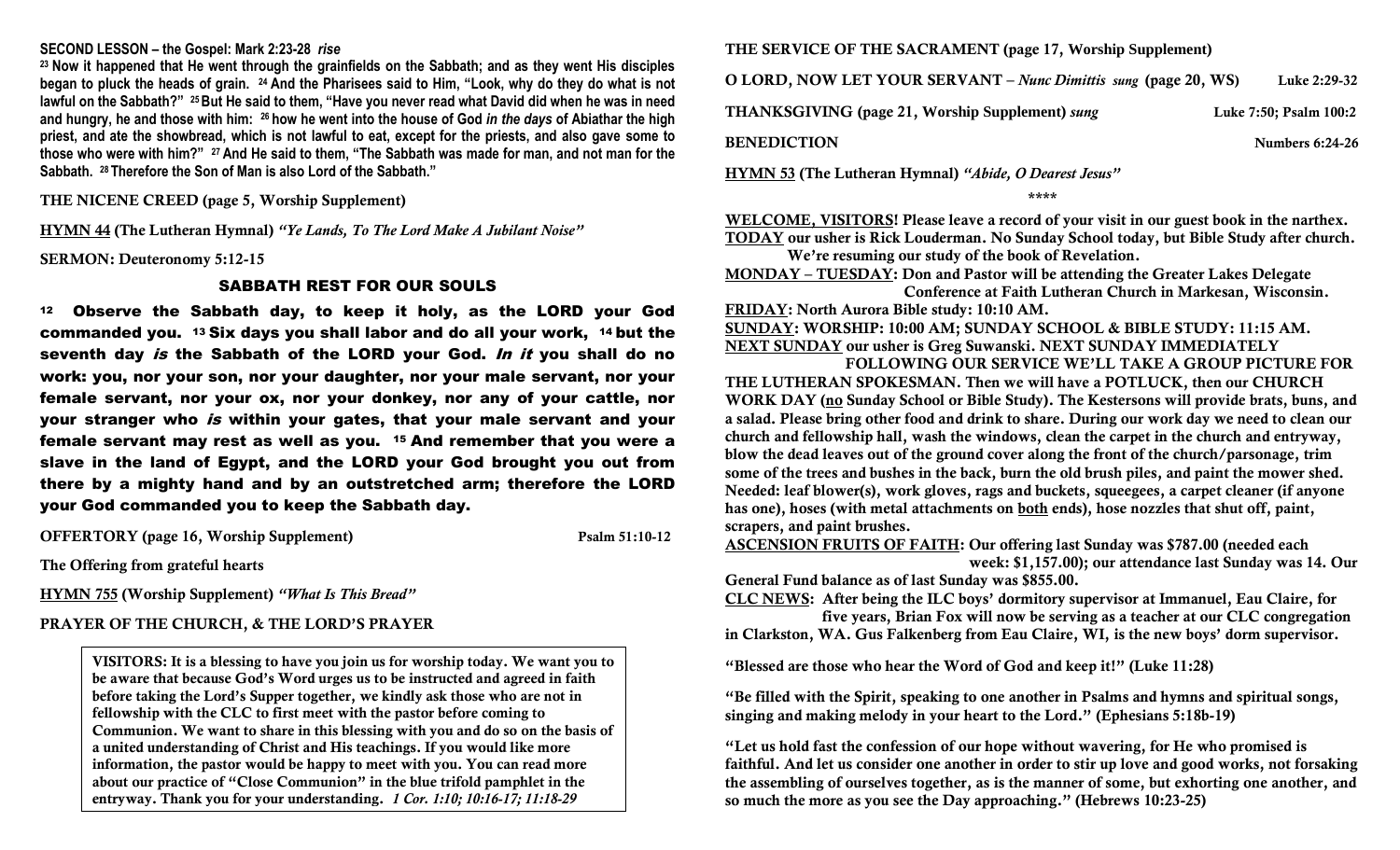**SECOND LESSON – the Gospel: Mark 2:23-28** *rise*

**[23] Now it happened that He went through the grainfields on the Sabbath; and as they went His disciples began to pluck the heads of grain. [24] And the Pharisees said to Him, "Look, why do they do what is not lawful on the Sabbath?" [25] But He said to them, "Have you never read what David did when he was in need and hungry, he and those with him: [26] how he went into the house of God *in the days* of Abiathar the high priest, and ate the showbread, which is not lawful to eat, except for the priests, and also gave some to those who were with him?" [27] And He said to them, "The Sabbath was made for man, and not man for the Sabbath. [28] Therefore the Son of Man is also Lord of the Sabbath."**

**THE NICENE CREED (page 5, Worship Supplement)**

**HYMN 44 (The Lutheran Hymnal)** ***"Ye Lands, To The Lord Make A Jubilant Noise"***

**SERMON: Deuteronomy 5:12-15**

## SABBATH REST FOR OUR SOULS

**[12] Observe the Sabbath day, to keep it holy, as the LORD your God commanded you. [13] Six days you shall labor and do all your work, [14] but the seventh day *is* the Sabbath of the LORD your God. *In it* you shall do no work: you, nor your son, nor your daughter, nor your male servant, nor your female servant, nor your ox, nor your donkey, nor any of your cattle, nor your stranger who *is* within your gates, that your male servant and your female servant may rest as well as you. [15] And remember that you were a slave in the land of Egypt, and the LORD your God brought you out from there by a mighty hand and by an outstretched arm; therefore the LORD your God commanded you to keep the Sabbath day.**

**OFFERTORY (page 16, Worship Supplement)** — **Psalm 51:10-12**

**The Offering from grateful hearts**

**HYMN 755 (Worship Supplement)** ***"What Is This Bread"***

**PRAYER OF THE CHURCH, & THE LORD'S PRAYER**

> **VISITORS: It is a blessing to have you join us for worship today. We want you to be aware that because God's Word urges us to be instructed and agreed in faith before taking the Lord's Supper together, we kindly ask those who are not in fellowship with the CLC to first meet with the pastor before coming to Communion. We want to share in this blessing with you and do so on the basis of a united understanding of Christ and His teachings. If you would like more information, the pastor would be happy to meet with you. You can read more about our practice of "Close Communion" in the blue trifold pamphlet in the entryway. Thank you for your understanding.** ***1 Cor. 1:10; 10:16-17; 11:18-29***

**THE SERVICE OF THE SACRAMENT (page 17, Worship Supplement)**

**O LORD, NOW LET YOUR SERVANT –** ***Nunc Dimittis sung*** **(page 20, WS)** — **Luke 2:29-32**

**THANKSGIVING (page 21, Worship Supplement)** ***sung*** — **Luke 7:50; Psalm 100:2**

**BENEDICTION** — **Numbers 6:24-26**

**HYMN 53 (The Lutheran Hymnal)** ***"Abide, O Dearest Jesus"***

\*\*\*\*

**WELCOME, VISITORS! Please leave a record of your visit in our guest book in the narthex.**

**TODAY our usher is Rick Louderman. No Sunday School today, but Bible Study after church. We're resuming our study of the book of Revelation.**

**MONDAY – TUESDAY: Don and Pastor will be attending the Greater Lakes Delegate Conference at Faith Lutheran Church in Markesan, Wisconsin.**

**FRIDAY: North Aurora Bible study: 10:10 AM.**

**SUNDAY: WORSHIP: 10:00 AM; SUNDAY SCHOOL & BIBLE STUDY: 11:15 AM.**

**NEXT SUNDAY our usher is Greg Suwanski. NEXT SUNDAY IMMEDIATELY FOLLOWING OUR SERVICE WE'LL TAKE A GROUP PICTURE FOR THE LUTHERAN SPOKESMAN. Then we will have a POTLUCK, then our CHURCH WORK DAY (no Sunday School or Bible Study). The Kestersons will provide brats, buns, and a salad. Please bring other food and drink to share. During our work day we need to clean our church and fellowship hall, wash the windows, clean the carpet in the church and entryway, blow the dead leaves out of the ground cover along the front of the church/parsonage, trim some of the trees and bushes in the back, burn the old brush piles, and paint the mower shed. Needed: leaf blower(s), work gloves, rags and buckets, squeegees, a carpet cleaner (if anyone has one), hoses (with metal attachments on both ends), hose nozzles that shut off, paint, scrapers, and paint brushes.**

**ASCENSION FRUITS OF FAITH: Our offering last Sunday was $787.00 (needed each week: $1,157.00); our attendance last Sunday was 14. Our General Fund balance as of last Sunday was $855.00.**

**CLC NEWS: After being the ILC boys' dormitory supervisor at Immanuel, Eau Claire, for five years, Brian Fox will now be serving as a teacher at our CLC congregation in Clarkston, WA. Gus Falkenberg from Eau Claire, WI, is the new boys' dorm supervisor.**

**"Blessed are those who hear the Word of God and keep it!" (Luke 11:28)**

**"Be filled with the Spirit, speaking to one another in Psalms and hymns and spiritual songs, singing and making melody in your heart to the Lord." (Ephesians 5:18b-19)**

**"Let us hold fast the confession of our hope without wavering, for He who promised is faithful. And let us consider one another in order to stir up love and good works, not forsaking the assembling of ourselves together, as is the manner of some, but exhorting one another, and so much the more as you see the Day approaching." (Hebrews 10:23-25)**